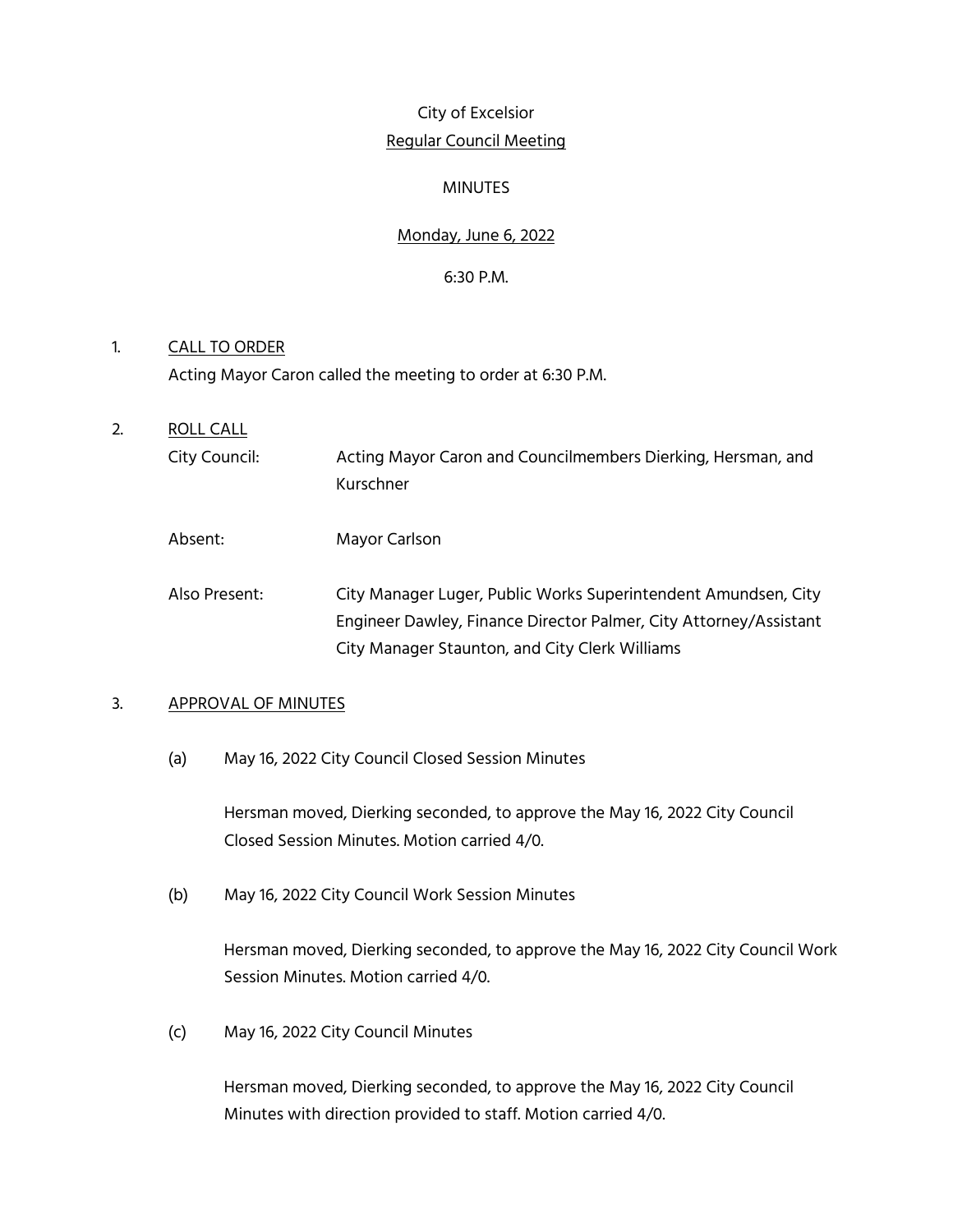# City of Excelsior

## Regular Council Meeting

## MINUTES

## Monday, June 6, 2022

## 6:30 P.M.

1. CALL TO ORDER

   Acting Mayor Caron called the meeting to order at 6:30 P.M.

2. ROLL CALL

   City Council: Acting Mayor Caron and Councilmembers Dierking, Hersman, and Kurschner

   Absent: Mayor Carlson

   Also Present: City Manager Luger, Public Works Superintendent Amundsen, City Engineer Dawley, Finance Director Palmer, City Attorney/Assistant City Manager Staunton, and City Clerk Williams

3. APPROVAL OF MINUTES

   (a) May 16, 2022 City Council Closed Session Minutes

   Hersman moved, Dierking seconded, to approve the May 16, 2022 City Council Closed Session Minutes. Motion carried 4/0.

   (b) May 16, 2022 City Council Work Session Minutes

   Hersman moved, Dierking seconded, to approve the May 16, 2022 City Council Work Session Minutes. Motion carried 4/0.

   (c) May 16, 2022 City Council Minutes

   Hersman moved, Dierking seconded, to approve the May 16, 2022 City Council Minutes with direction provided to staff. Motion carried 4/0.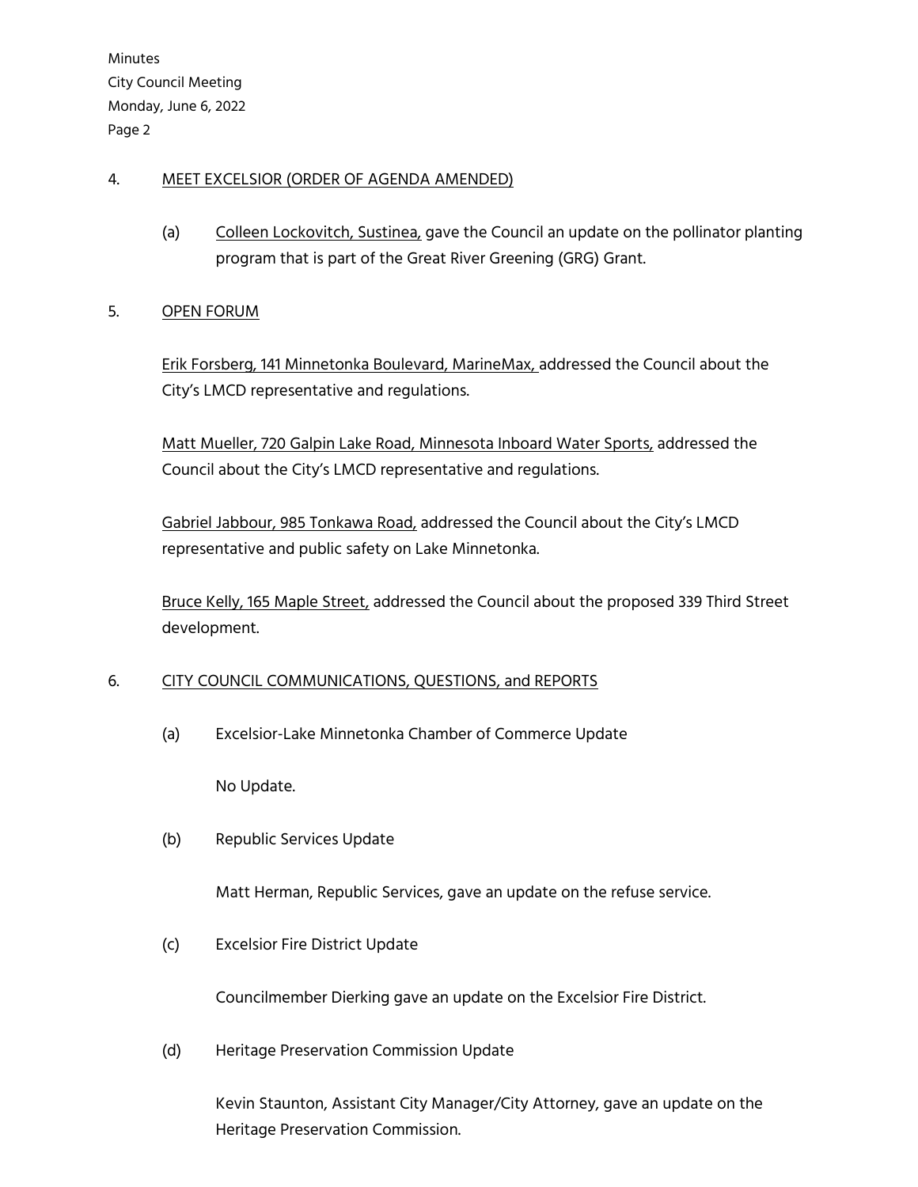4. MEET EXCELSIOR (ORDER OF AGENDA AMENDED)

   (a) Colleen Lockovitch, Sustinea, gave the Council an update on the pollinator planting program that is part of the Great River Greening (GRG) Grant.

5. OPEN FORUM

   Erik Forsberg, 141 Minnetonka Boulevard, MarineMax, addressed the Council about the City's LMCD representative and regulations.

   Matt Mueller, 720 Galpin Lake Road, Minnesota Inboard Water Sports, addressed the Council about the City's LMCD representative and regulations.

   Gabriel Jabbour, 985 Tonkawa Road, addressed the Council about the City's LMCD representative and public safety on Lake Minnetonka.

   Bruce Kelly, 165 Maple Street, addressed the Council about the proposed 339 Third Street development.

6. CITY COUNCIL COMMUNICATIONS, QUESTIONS, and REPORTS

   (a) Excelsior-Lake Minnetonka Chamber of Commerce Update

   No Update.

   (b) Republic Services Update

   Matt Herman, Republic Services, gave an update on the refuse service.

   (c) Excelsior Fire District Update

   Councilmember Dierking gave an update on the Excelsior Fire District.

   (d) Heritage Preservation Commission Update

   Kevin Staunton, Assistant City Manager/City Attorney, gave an update on the Heritage Preservation Commission.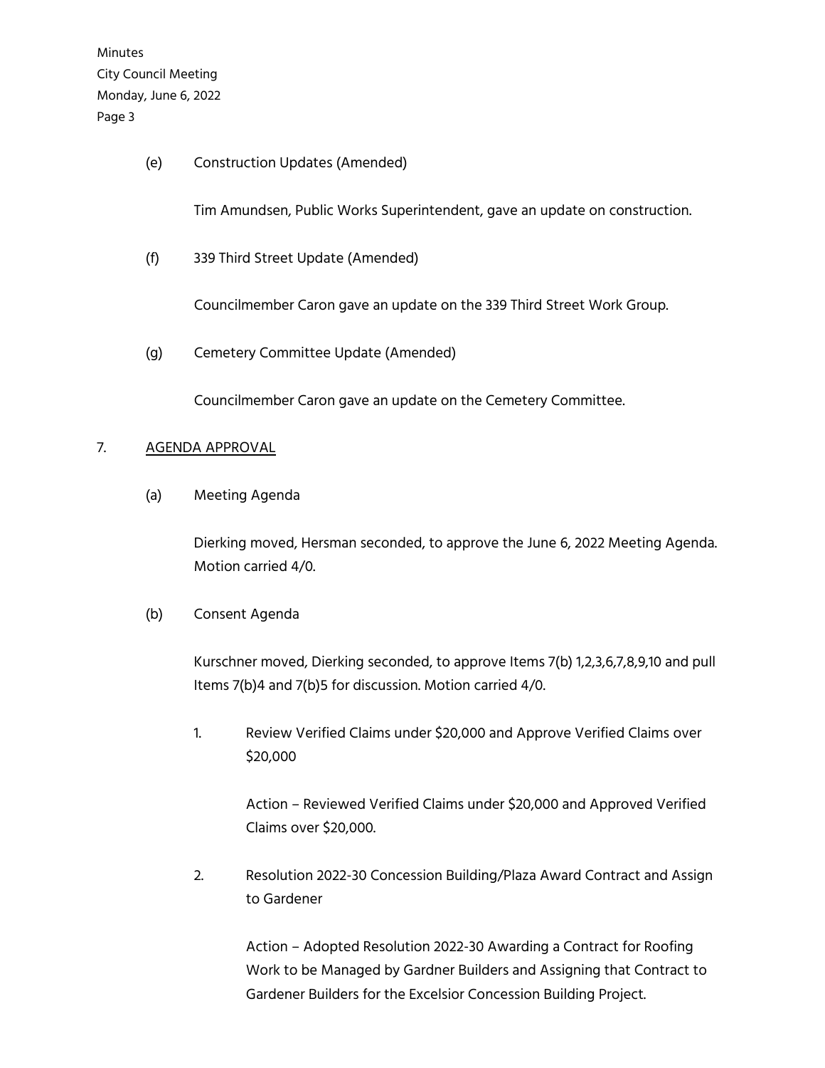(e) Construction Updates (Amended)

Tim Amundsen, Public Works Superintendent, gave an update on construction.

(f) 339 Third Street Update (Amended)

Councilmember Caron gave an update on the 339 Third Street Work Group.

(g) Cemetery Committee Update (Amended)

Councilmember Caron gave an update on the Cemetery Committee.

7. <u>AGENDA APPROVAL</u>

(a) Meeting Agenda

Dierking moved, Hersman seconded, to approve the June 6, 2022 Meeting Agenda. Motion carried 4/0.

(b) Consent Agenda

Kurschner moved, Dierking seconded, to approve Items 7(b) 1,2,3,6,7,8,9,10 and pull Items 7(b)4 and 7(b)5 for discussion. Motion carried 4/0.

1. Review Verified Claims under $20,000 and Approve Verified Claims over $20,000

   Action – Reviewed Verified Claims under $20,000 and Approved Verified Claims over $20,000.

2. Resolution 2022-30 Concession Building/Plaza Award Contract and Assign to Gardener

   Action – Adopted Resolution 2022-30 Awarding a Contract for Roofing Work to be Managed by Gardner Builders and Assigning that Contract to Gardener Builders for the Excelsior Concession Building Project.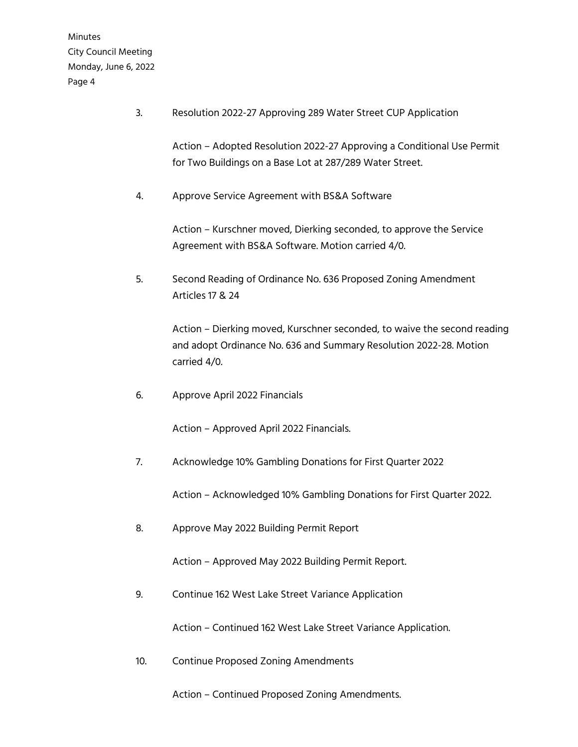3. Resolution 2022-27 Approving 289 Water Street CUP Application

   Action – Adopted Resolution 2022-27 Approving a Conditional Use Permit for Two Buildings on a Base Lot at 287/289 Water Street.

4. Approve Service Agreement with BS&A Software

   Action – Kurschner moved, Dierking seconded, to approve the Service Agreement with BS&A Software. Motion carried 4/0.

5. Second Reading of Ordinance No. 636 Proposed Zoning Amendment Articles 17 & 24

   Action – Dierking moved, Kurschner seconded, to waive the second reading and adopt Ordinance No. 636 and Summary Resolution 2022-28. Motion carried 4/0.

6. Approve April 2022 Financials

   Action – Approved April 2022 Financials.

7. Acknowledge 10% Gambling Donations for First Quarter 2022

   Action – Acknowledged 10% Gambling Donations for First Quarter 2022.

8. Approve May 2022 Building Permit Report

   Action – Approved May 2022 Building Permit Report.

9. Continue 162 West Lake Street Variance Application

   Action – Continued 162 West Lake Street Variance Application.

10. Continue Proposed Zoning Amendments

    Action – Continued Proposed Zoning Amendments.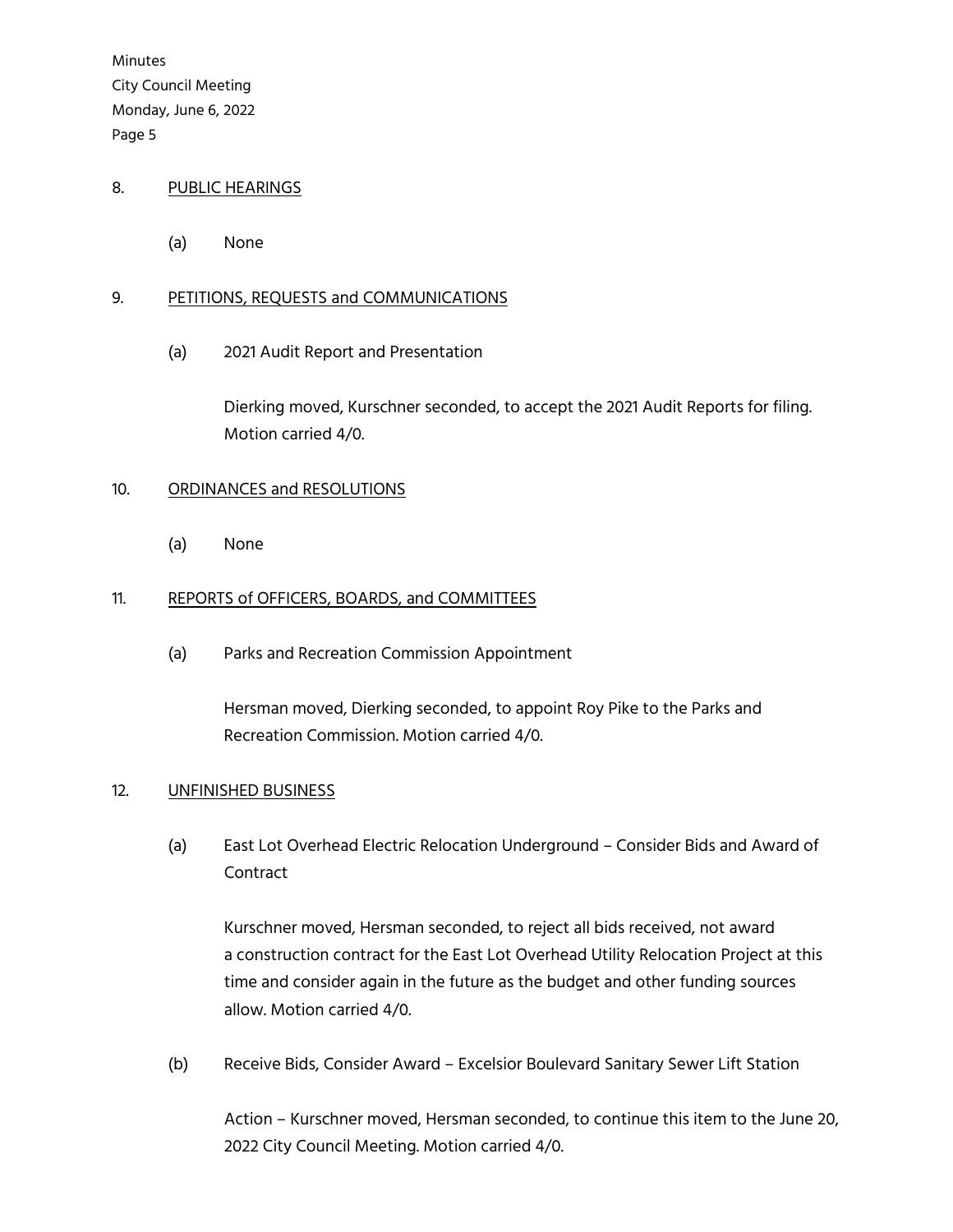## 8. PUBLIC HEARINGS

(a) None

## 9. PETITIONS, REQUESTS and COMMUNICATIONS

(a) 2021 Audit Report and Presentation

Dierking moved, Kurschner seconded, to accept the 2021 Audit Reports for filing. Motion carried 4/0.

## 10. ORDINANCES and RESOLUTIONS

(a) None

## 11. REPORTS of OFFICERS, BOARDS, and COMMITTEES

(a) Parks and Recreation Commission Appointment

Hersman moved, Dierking seconded, to appoint Roy Pike to the Parks and Recreation Commission. Motion carried 4/0.

## 12. UNFINISHED BUSINESS

(a) East Lot Overhead Electric Relocation Underground – Consider Bids and Award of Contract

Kurschner moved, Hersman seconded, to reject all bids received, not award a construction contract for the East Lot Overhead Utility Relocation Project at this time and consider again in the future as the budget and other funding sources allow. Motion carried 4/0.

(b) Receive Bids, Consider Award – Excelsior Boulevard Sanitary Sewer Lift Station

Action – Kurschner moved, Hersman seconded, to continue this item to the June 20, 2022 City Council Meeting. Motion carried 4/0.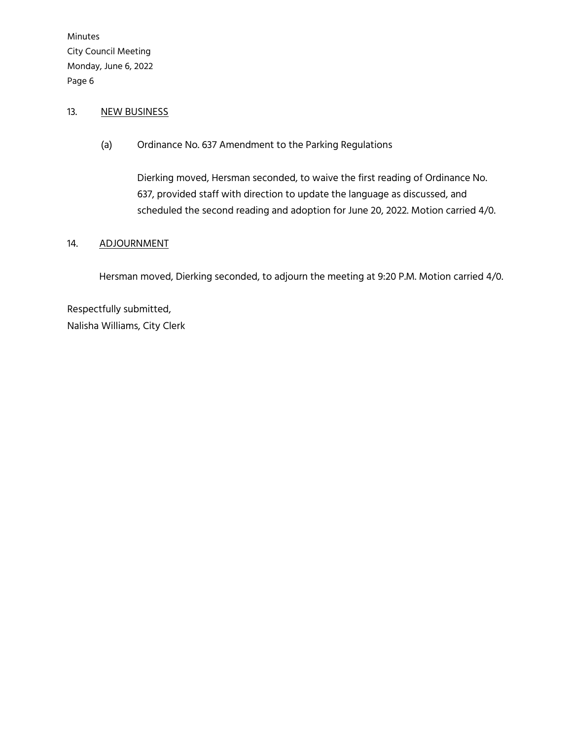## 13. NEW BUSINESS

(a) Ordinance No. 637 Amendment to the Parking Regulations

Dierking moved, Hersman seconded, to waive the first reading of Ordinance No. 637, provided staff with direction to update the language as discussed, and scheduled the second reading and adoption for June 20, 2022. Motion carried 4/0.

## 14. ADJOURNMENT

Hersman moved, Dierking seconded, to adjourn the meeting at 9:20 P.M. Motion carried 4/0.

Respectfully submitted,
Nalisha Williams, City Clerk